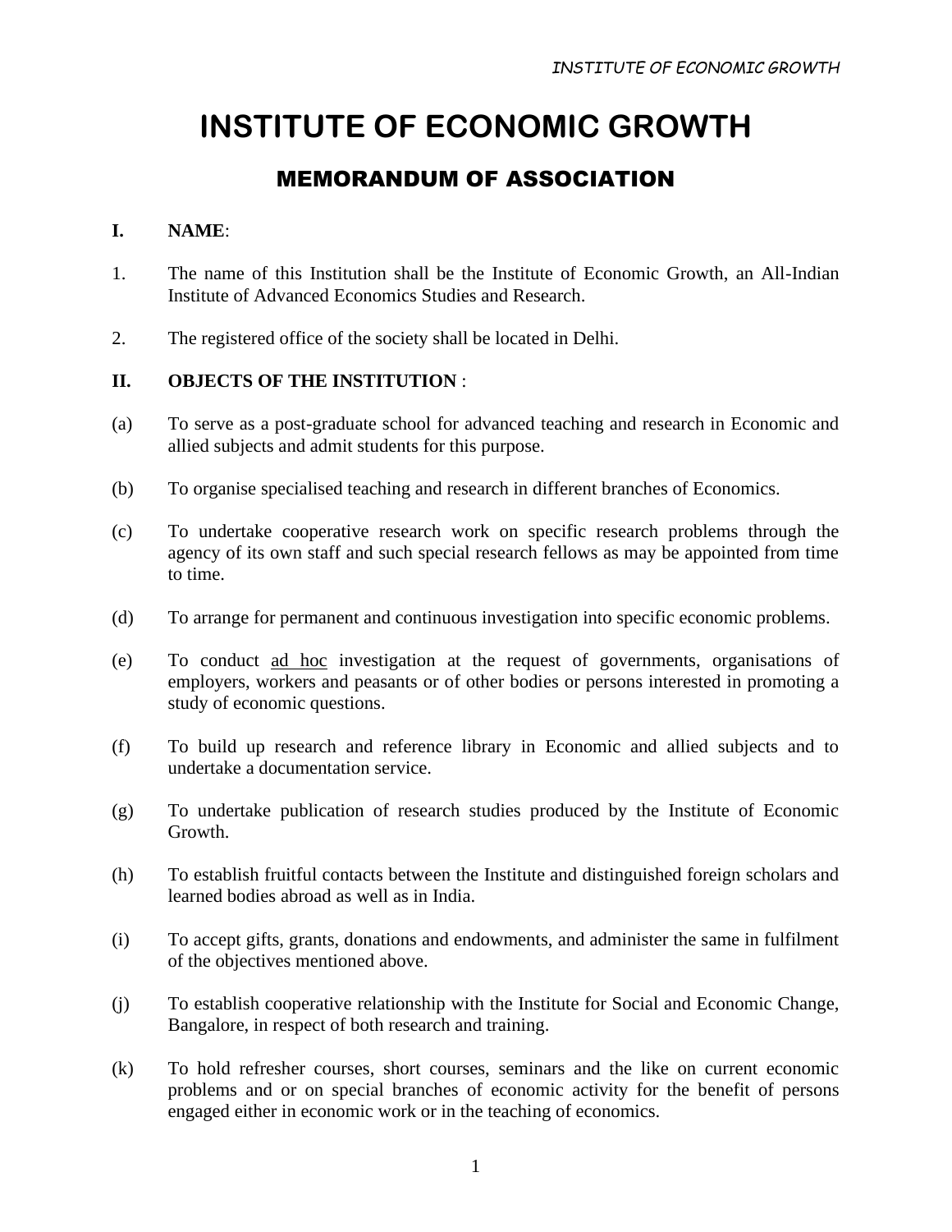# INSTITUTE OF ECONOMIC GROWTH

## MEMORANDUM OF ASSOCIATION

**I. NAME**:

1. The name of this Institution shall be the Institute of Economic Growth, an All-Indian Institute of Advanced Economics Studies and Research.

2. The registered office of the society shall be located in Delhi.

**II. OBJECTS OF THE INSTITUTION** :

(a) To serve as a post-graduate school for advanced teaching and research in Economic and allied subjects and admit students for this purpose.

(b) To organise specialised teaching and research in different branches of Economics.

(c) To undertake cooperative research work on specific research problems through the agency of its own staff and such special research fellows as may be appointed from time to time.

(d) To arrange for permanent and continuous investigation into specific economic problems.

(e) To conduct ad hoc investigation at the request of governments, organisations of employers, workers and peasants or of other bodies or persons interested in promoting a study of economic questions.

(f) To build up research and reference library in Economic and allied subjects and to undertake a documentation service.

(g) To undertake publication of research studies produced by the Institute of Economic Growth.

(h) To establish fruitful contacts between the Institute and distinguished foreign scholars and learned bodies abroad as well as in India.

(i) To accept gifts, grants, donations and endowments, and administer the same in fulfilment of the objectives mentioned above.

(j) To establish cooperative relationship with the Institute for Social and Economic Change, Bangalore, in respect of both research and training.

(k) To hold refresher courses, short courses, seminars and the like on current economic problems and or on special branches of economic activity for the benefit of persons engaged either in economic work or in the teaching of economics.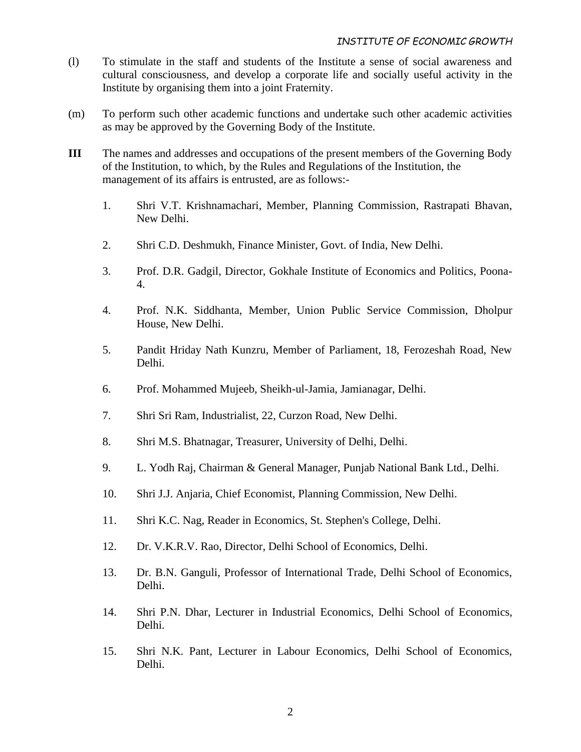(l) To stimulate in the staff and students of the Institute a sense of social awareness and cultural consciousness, and develop a corporate life and socially useful activity in the Institute by organising them into a joint Fraternity.

(m) To perform such other academic functions and undertake such other academic activities as may be approved by the Governing Body of the Institute.

**III** The names and addresses and occupations of the present members of the Governing Body of the Institution, to which, by the Rules and Regulations of the Institution, the management of its affairs is entrusted, are as follows:-

1. Shri V.T. Krishnamachari, Member, Planning Commission, Rastrapati Bhavan, New Delhi.

2. Shri C.D. Deshmukh, Finance Minister, Govt. of India, New Delhi.

3. Prof. D.R. Gadgil, Director, Gokhale Institute of Economics and Politics, Poona-4.

4. Prof. N.K. Siddhanta, Member, Union Public Service Commission, Dholpur House, New Delhi.

5. Pandit Hriday Nath Kunzru, Member of Parliament, 18, Ferozeshah Road, New Delhi.

6. Prof. Mohammed Mujeeb, Sheikh-ul-Jamia, Jamianagar, Delhi.

7. Shri Sri Ram, Industrialist, 22, Curzon Road, New Delhi.

8. Shri M.S. Bhatnagar, Treasurer, University of Delhi, Delhi.

9. L. Yodh Raj, Chairman & General Manager, Punjab National Bank Ltd., Delhi.

10. Shri J.J. Anjaria, Chief Economist, Planning Commission, New Delhi.

11. Shri K.C. Nag, Reader in Economics, St. Stephen's College, Delhi.

12. Dr. V.K.R.V. Rao, Director, Delhi School of Economics, Delhi.

13. Dr. B.N. Ganguli, Professor of International Trade, Delhi School of Economics, Delhi.

14. Shri P.N. Dhar, Lecturer in Industrial Economics, Delhi School of Economics, Delhi.

15. Shri N.K. Pant, Lecturer in Labour Economics, Delhi School of Economics, Delhi.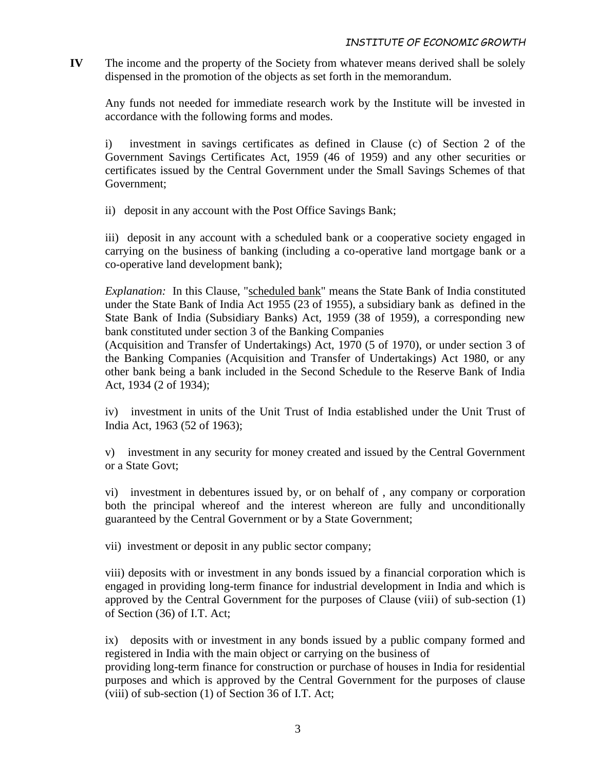**IV** The income and the property of the Society from whatever means derived shall be solely dispensed in the promotion of the objects as set forth in the memorandum.

Any funds not needed for immediate research work by the Institute will be invested in accordance with the following forms and modes.

i) investment in savings certificates as defined in Clause (c) of Section 2 of the Government Savings Certificates Act, 1959 (46 of 1959) and any other securities or certificates issued by the Central Government under the Small Savings Schemes of that Government;

ii) deposit in any account with the Post Office Savings Bank;

iii) deposit in any account with a scheduled bank or a cooperative society engaged in carrying on the business of banking (including a co-operative land mortgage bank or a co-operative land development bank);

*Explanation:* In this Clause, "scheduled bank" means the State Bank of India constituted under the State Bank of India Act 1955 (23 of 1955), a subsidiary bank as defined in the State Bank of India (Subsidiary Banks) Act, 1959 (38 of 1959), a corresponding new bank constituted under section 3 of the Banking Companies (Acquisition and Transfer of Undertakings) Act, 1970 (5 of 1970), or under section 3 of the Banking Companies (Acquisition and Transfer of Undertakings) Act 1980, or any other bank being a bank included in the Second Schedule to the Reserve Bank of India Act, 1934 (2 of 1934);

iv) investment in units of the Unit Trust of India established under the Unit Trust of India Act, 1963 (52 of 1963);

v) investment in any security for money created and issued by the Central Government or a State Govt;

vi) investment in debentures issued by, or on behalf of , any company or corporation both the principal whereof and the interest whereon are fully and unconditionally guaranteed by the Central Government or by a State Government;

vii) investment or deposit in any public sector company;

viii) deposits with or investment in any bonds issued by a financial corporation which is engaged in providing long-term finance for industrial development in India and which is approved by the Central Government for the purposes of Clause (viii) of sub-section (1) of Section (36) of I.T. Act;

ix) deposits with or investment in any bonds issued by a public company formed and registered in India with the main object or carrying on the business of providing long-term finance for construction or purchase of houses in India for residential purposes and which is approved by the Central Government for the purposes of clause (viii) of sub-section (1) of Section 36 of I.T. Act;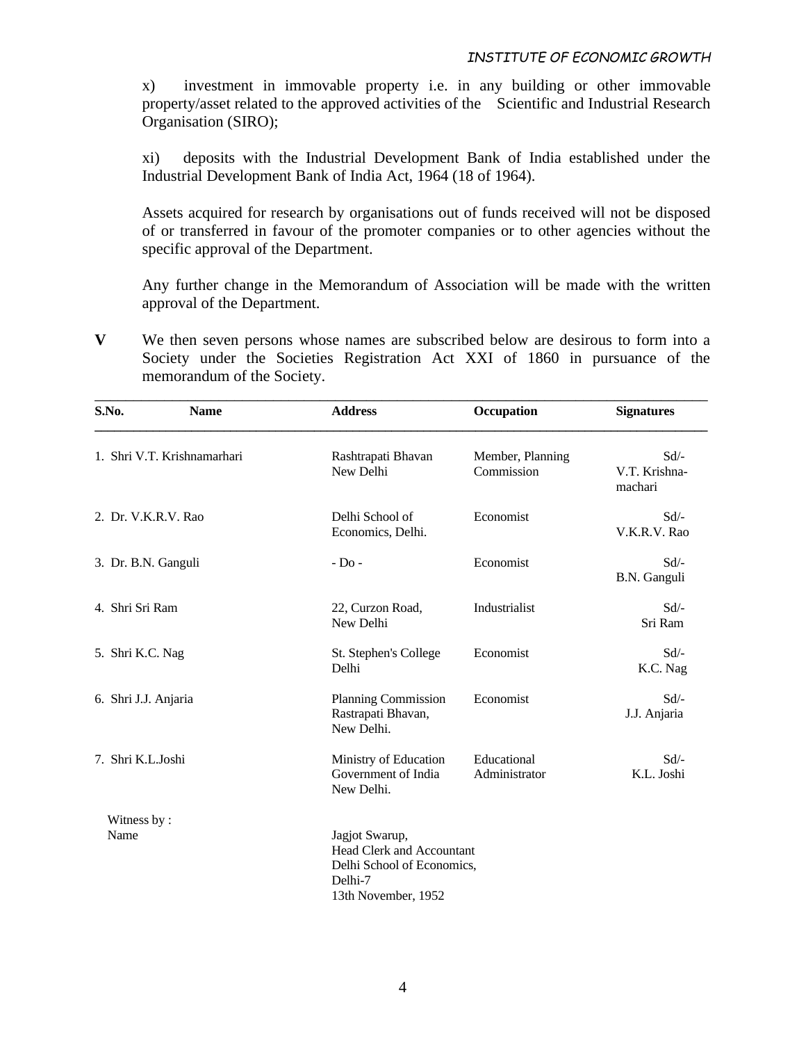x) investment in immovable property i.e. in any building or other immovable property/asset related to the approved activities of the Scientific and Industrial Research Organisation (SIRO);

xi) deposits with the Industrial Development Bank of India established under the Industrial Development Bank of India Act, 1964 (18 of 1964).

Assets acquired for research by organisations out of funds received will not be disposed of or transferred in favour of the promoter companies or to other agencies without the specific approval of the Department.

Any further change in the Memorandum of Association will be made with the written approval of the Department.

**V** We then seven persons whose names are subscribed below are desirous to form into a Society under the Societies Registration Act XXI of 1860 in pursuance of the memorandum of the Society.

| S.No. | Name | Address | Occupation | Signatures |
|---|---|---|---|---|
| 1. | Shri V.T. Krishnamarhari | Rashtrapati Bhavan New Delhi | Member, Planning Commission | Sd/- V.T. Krishna-machari |
| 2. | Dr. V.K.R.V. Rao | Delhi School of Economics, Delhi. | Economist | Sd/- V.K.R.V. Rao |
| 3. | Dr. B.N. Ganguli | - Do - | Economist | Sd/- B.N. Ganguli |
| 4. | Shri Sri Ram | 22, Curzon Road, New Delhi | Industrialist | Sd/- Sri Ram |
| 5. | Shri K.C. Nag | St. Stephen's College Delhi | Economist | Sd/- K.C. Nag |
| 6. | Shri J.J. Anjaria | Planning Commission Rastrapati Bhavan, New Delhi. | Economist | Sd/- J.J. Anjaria |
| 7. | Shri K.L.Joshi | Ministry of Education Government of India New Delhi. | Educational Administrator | Sd/- K.L. Joshi |

Witness by :

Name

Jagjot Swarup,
Head Clerk and Accountant
Delhi School of Economics,
Delhi-7
13th November, 1952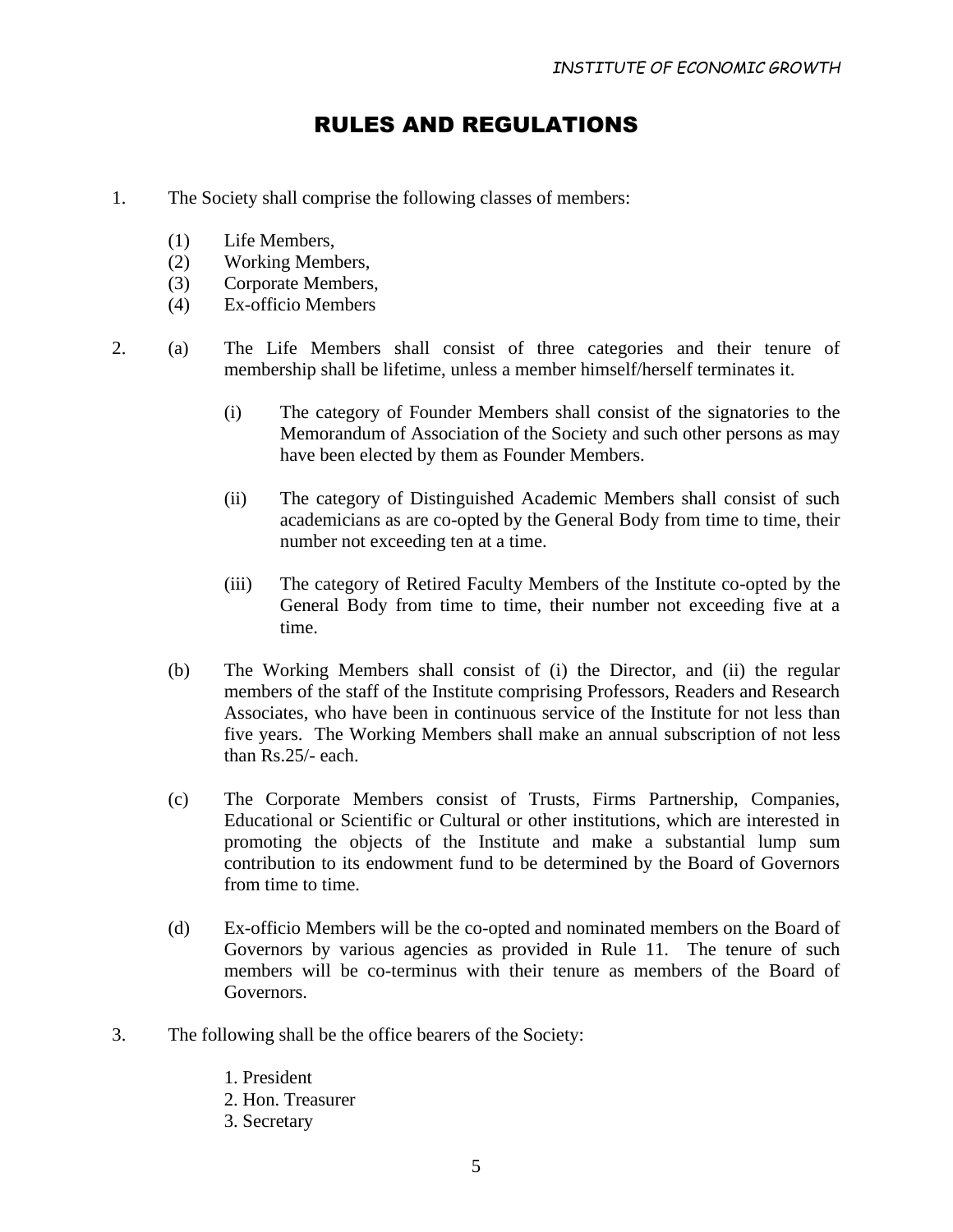# RULES AND REGULATIONS

1. The Society shall comprise the following classes of members:

   (1) Life Members,
   (2) Working Members,
   (3) Corporate Members,
   (4) Ex-officio Members

2. (a) The Life Members shall consist of three categories and their tenure of membership shall be lifetime, unless a member himself/herself terminates it.

   (i) The category of Founder Members shall consist of the signatories to the Memorandum of Association of the Society and such other persons as may have been elected by them as Founder Members.

   (ii) The category of Distinguished Academic Members shall consist of such academicians as are co-opted by the General Body from time to time, their number not exceeding ten at a time.

   (iii) The category of Retired Faculty Members of the Institute co-opted by the General Body from time to time, their number not exceeding five at a time.

   (b) The Working Members shall consist of (i) the Director, and (ii) the regular members of the staff of the Institute comprising Professors, Readers and Research Associates, who have been in continuous service of the Institute for not less than five years. The Working Members shall make an annual subscription of not less than Rs.25/- each.

   (c) The Corporate Members consist of Trusts, Firms Partnership, Companies, Educational or Scientific or Cultural or other institutions, which are interested in promoting the objects of the Institute and make a substantial lump sum contribution to its endowment fund to be determined by the Board of Governors from time to time.

   (d) Ex-officio Members will be the co-opted and nominated members on the Board of Governors by various agencies as provided in Rule 11. The tenure of such members will be co-terminus with their tenure as members of the Board of Governors.

3. The following shall be the office bearers of the Society:

   1. President
   2. Hon. Treasurer
   3. Secretary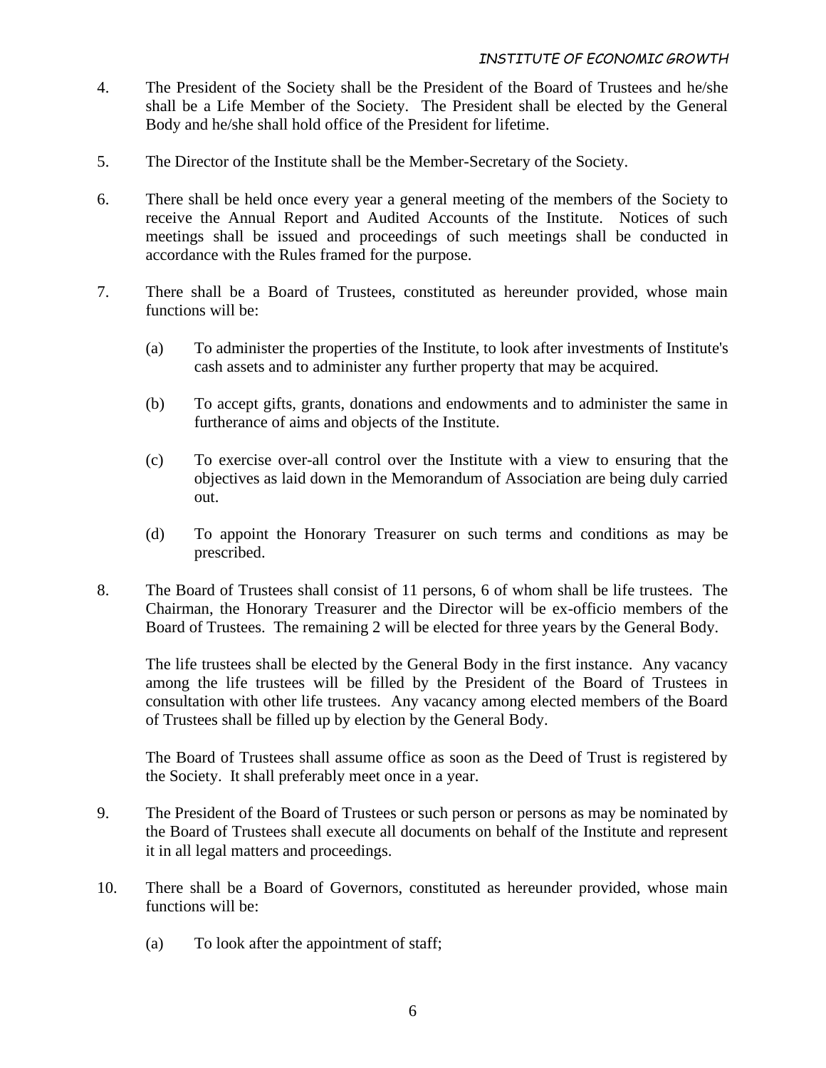4. The President of the Society shall be the President of the Board of Trustees and he/she shall be a Life Member of the Society. The President shall be elected by the General Body and he/she shall hold office of the President for lifetime.

5. The Director of the Institute shall be the Member-Secretary of the Society.

6. There shall be held once every year a general meeting of the members of the Society to receive the Annual Report and Audited Accounts of the Institute. Notices of such meetings shall be issued and proceedings of such meetings shall be conducted in accordance with the Rules framed for the purpose.

7. There shall be a Board of Trustees, constituted as hereunder provided, whose main functions will be:

   (a) To administer the properties of the Institute, to look after investments of Institute's cash assets and to administer any further property that may be acquired.

   (b) To accept gifts, grants, donations and endowments and to administer the same in furtherance of aims and objects of the Institute.

   (c) To exercise over-all control over the Institute with a view to ensuring that the objectives as laid down in the Memorandum of Association are being duly carried out.

   (d) To appoint the Honorary Treasurer on such terms and conditions as may be prescribed.

8. The Board of Trustees shall consist of 11 persons, 6 of whom shall be life trustees. The Chairman, the Honorary Treasurer and the Director will be ex-officio members of the Board of Trustees. The remaining 2 will be elected for three years by the General Body.

   The life trustees shall be elected by the General Body in the first instance. Any vacancy among the life trustees will be filled by the President of the Board of Trustees in consultation with other life trustees. Any vacancy among elected members of the Board of Trustees shall be filled up by election by the General Body.

   The Board of Trustees shall assume office as soon as the Deed of Trust is registered by the Society. It shall preferably meet once in a year.

9. The President of the Board of Trustees or such person or persons as may be nominated by the Board of Trustees shall execute all documents on behalf of the Institute and represent it in all legal matters and proceedings.

10. There shall be a Board of Governors, constituted as hereunder provided, whose main functions will be:

    (a) To look after the appointment of staff;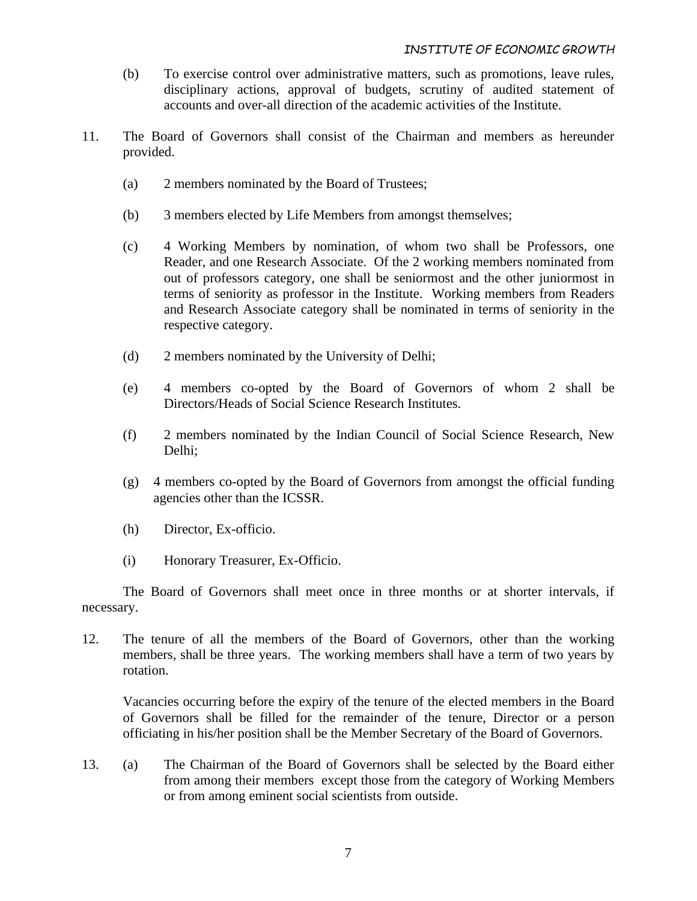(b) To exercise control over administrative matters, such as promotions, leave rules, disciplinary actions, approval of budgets, scrutiny of audited statement of accounts and over-all direction of the academic activities of the Institute.

11. The Board of Governors shall consist of the Chairman and members as hereunder provided.

    (a) 2 members nominated by the Board of Trustees;

    (b) 3 members elected by Life Members from amongst themselves;

    (c) 4 Working Members by nomination, of whom two shall be Professors, one Reader, and one Research Associate. Of the 2 working members nominated from out of professors category, one shall be seniormost and the other juniormost in terms of seniority as professor in the Institute. Working members from Readers and Research Associate category shall be nominated in terms of seniority in the respective category.

    (d) 2 members nominated by the University of Delhi;

    (e) 4 members co-opted by the Board of Governors of whom 2 shall be Directors/Heads of Social Science Research Institutes.

    (f) 2 members nominated by the Indian Council of Social Science Research, New Delhi;

    (g) 4 members co-opted by the Board of Governors from amongst the official funding agencies other than the ICSSR.

    (h) Director, Ex-officio.

    (i) Honorary Treasurer, Ex-Officio.

The Board of Governors shall meet once in three months or at shorter intervals, if necessary.

12. The tenure of all the members of the Board of Governors, other than the working members, shall be three years. The working members shall have a term of two years by rotation.

    Vacancies occurring before the expiry of the tenure of the elected members in the Board of Governors shall be filled for the remainder of the tenure, Director or a person officiating in his/her position shall be the Member Secretary of the Board of Governors.

13. (a) The Chairman of the Board of Governors shall be selected by the Board either from among their members except those from the category of Working Members or from among eminent social scientists from outside.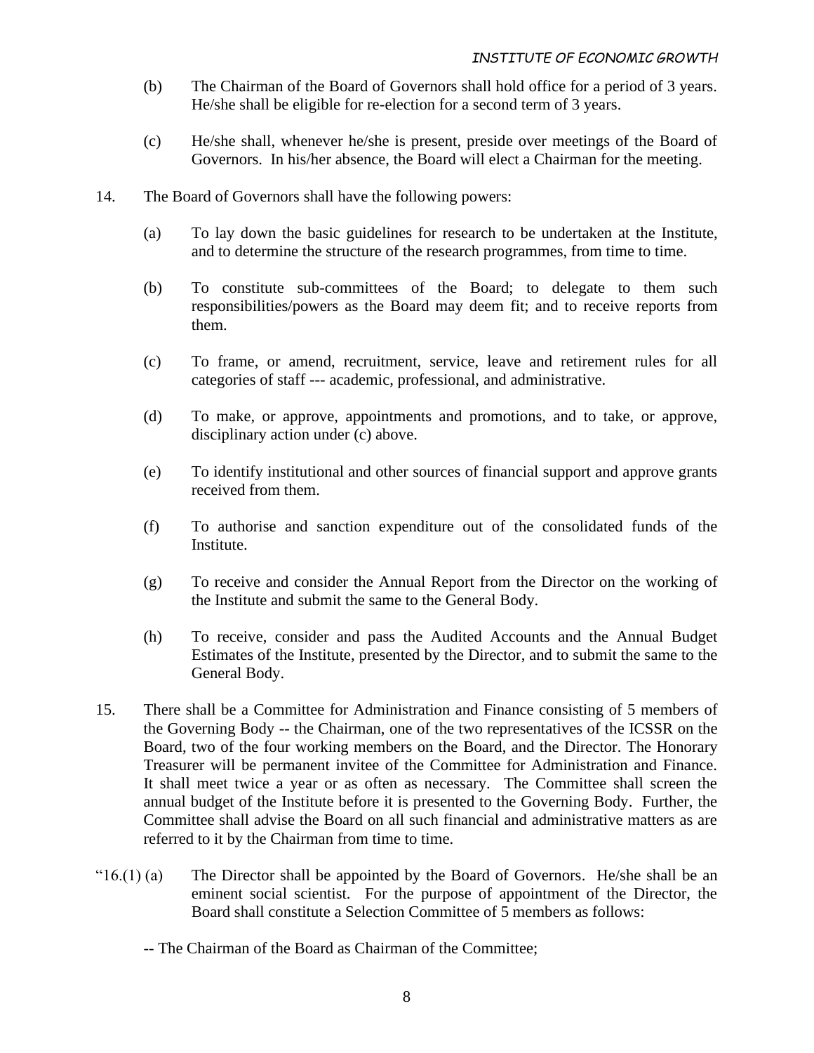(b) The Chairman of the Board of Governors shall hold office for a period of 3 years. He/she shall be eligible for re-election for a second term of 3 years.

(c) He/she shall, whenever he/she is present, preside over meetings of the Board of Governors. In his/her absence, the Board will elect a Chairman for the meeting.

14. The Board of Governors shall have the following powers:

(a) To lay down the basic guidelines for research to be undertaken at the Institute, and to determine the structure of the research programmes, from time to time.

(b) To constitute sub-committees of the Board; to delegate to them such responsibilities/powers as the Board may deem fit; and to receive reports from them.

(c) To frame, or amend, recruitment, service, leave and retirement rules for all categories of staff --- academic, professional, and administrative.

(d) To make, or approve, appointments and promotions, and to take, or approve, disciplinary action under (c) above.

(e) To identify institutional and other sources of financial support and approve grants received from them.

(f) To authorise and sanction expenditure out of the consolidated funds of the Institute.

(g) To receive and consider the Annual Report from the Director on the working of the Institute and submit the same to the General Body.

(h) To receive, consider and pass the Audited Accounts and the Annual Budget Estimates of the Institute, presented by the Director, and to submit the same to the General Body.

15. There shall be a Committee for Administration and Finance consisting of 5 members of the Governing Body -- the Chairman, one of the two representatives of the ICSSR on the Board, two of the four working members on the Board, and the Director. The Honorary Treasurer will be permanent invitee of the Committee for Administration and Finance. It shall meet twice a year or as often as necessary. The Committee shall screen the annual budget of the Institute before it is presented to the Governing Body. Further, the Committee shall advise the Board on all such financial and administrative matters as are referred to it by the Chairman from time to time.

"16.(1) (a) The Director shall be appointed by the Board of Governors. He/she shall be an eminent social scientist. For the purpose of appointment of the Director, the Board shall constitute a Selection Committee of 5 members as follows:

-- The Chairman of the Board as Chairman of the Committee;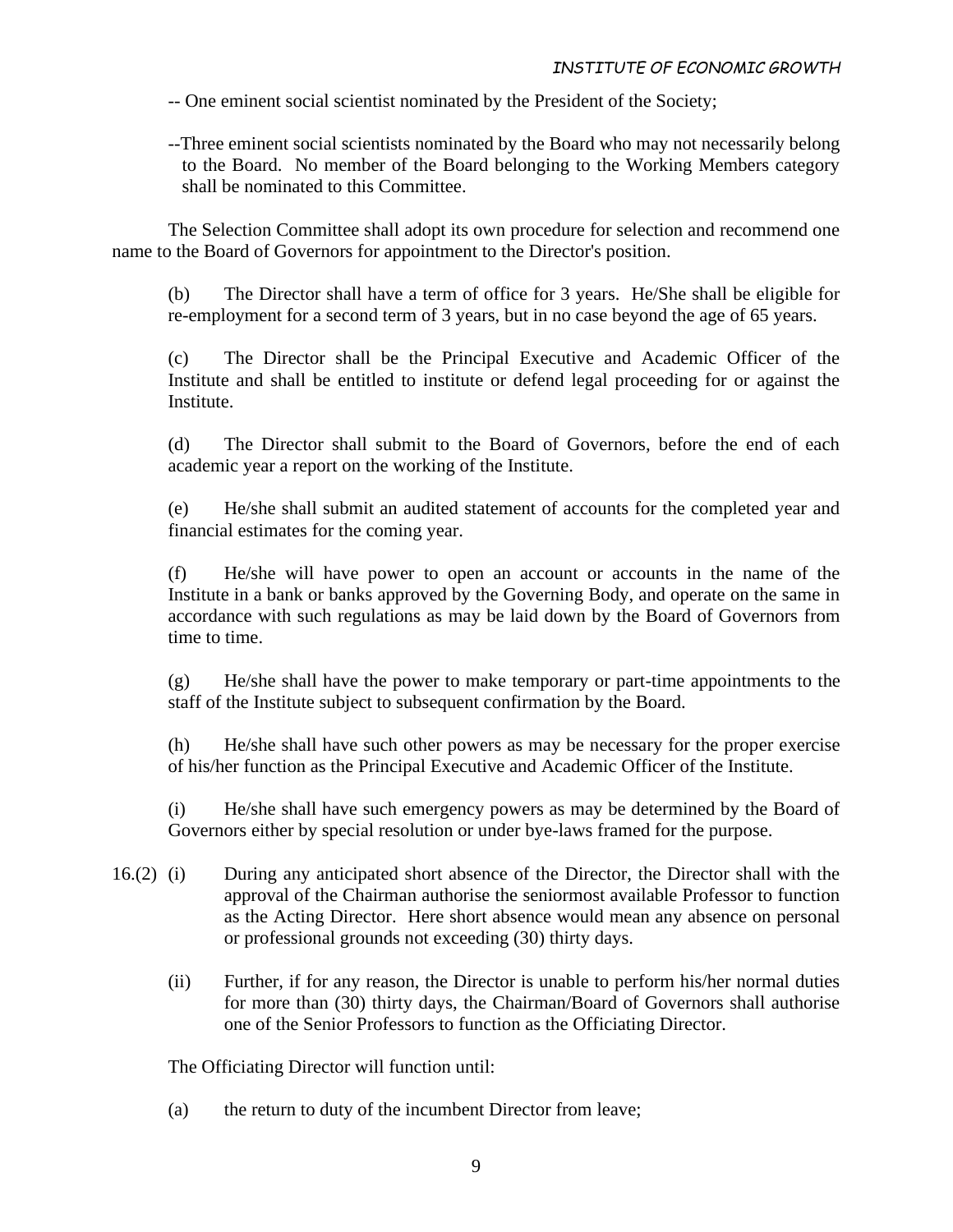-- One eminent social scientist nominated by the President of the Society;

--Three eminent social scientists nominated by the Board who may not necessarily belong to the Board. No member of the Board belonging to the Working Members category shall be nominated to this Committee.

The Selection Committee shall adopt its own procedure for selection and recommend one name to the Board of Governors for appointment to the Director's position.

(b) The Director shall have a term of office for 3 years. He/She shall be eligible for re-employment for a second term of 3 years, but in no case beyond the age of 65 years.

(c) The Director shall be the Principal Executive and Academic Officer of the Institute and shall be entitled to institute or defend legal proceeding for or against the Institute.

(d) The Director shall submit to the Board of Governors, before the end of each academic year a report on the working of the Institute.

(e) He/she shall submit an audited statement of accounts for the completed year and financial estimates for the coming year.

(f) He/she will have power to open an account or accounts in the name of the Institute in a bank or banks approved by the Governing Body, and operate on the same in accordance with such regulations as may be laid down by the Board of Governors from time to time.

(g) He/she shall have the power to make temporary or part-time appointments to the staff of the Institute subject to subsequent confirmation by the Board.

(h) He/she shall have such other powers as may be necessary for the proper exercise of his/her function as the Principal Executive and Academic Officer of the Institute.

(i) He/she shall have such emergency powers as may be determined by the Board of Governors either by special resolution or under bye-laws framed for the purpose.

16.(2) (i) During any anticipated short absence of the Director, the Director shall with the approval of the Chairman authorise the seniormost available Professor to function as the Acting Director. Here short absence would mean any absence on personal or professional grounds not exceeding (30) thirty days.

(ii) Further, if for any reason, the Director is unable to perform his/her normal duties for more than (30) thirty days, the Chairman/Board of Governors shall authorise one of the Senior Professors to function as the Officiating Director.

The Officiating Director will function until:

(a) the return to duty of the incumbent Director from leave;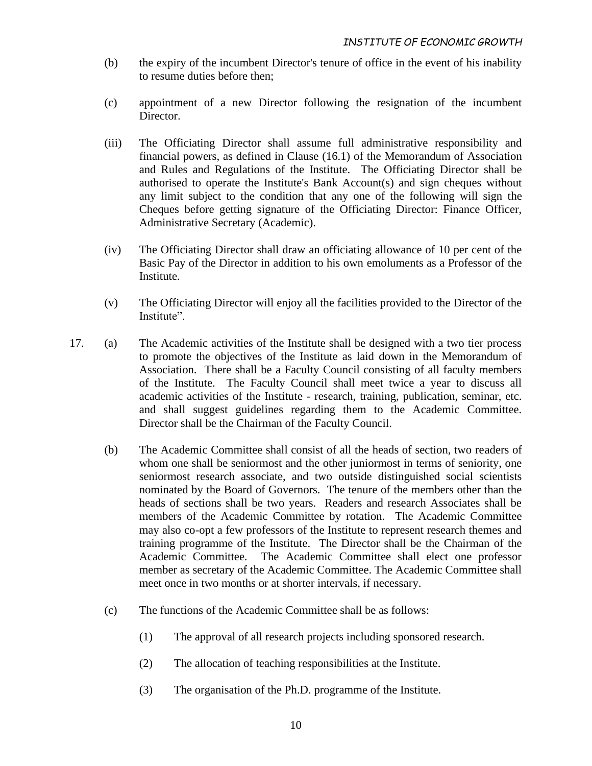(b) the expiry of the incumbent Director's tenure of office in the event of his inability to resume duties before then;

(c) appointment of a new Director following the resignation of the incumbent Director.

(iii) The Officiating Director shall assume full administrative responsibility and financial powers, as defined in Clause (16.1) of the Memorandum of Association and Rules and Regulations of the Institute. The Officiating Director shall be authorised to operate the Institute's Bank Account(s) and sign cheques without any limit subject to the condition that any one of the following will sign the Cheques before getting signature of the Officiating Director: Finance Officer, Administrative Secretary (Academic).

(iv) The Officiating Director shall draw an officiating allowance of 10 per cent of the Basic Pay of the Director in addition to his own emoluments as a Professor of the Institute.

(v) The Officiating Director will enjoy all the facilities provided to the Director of the Institute".

17. (a) The Academic activities of the Institute shall be designed with a two tier process to promote the objectives of the Institute as laid down in the Memorandum of Association. There shall be a Faculty Council consisting of all faculty members of the Institute. The Faculty Council shall meet twice a year to discuss all academic activities of the Institute - research, training, publication, seminar, etc. and shall suggest guidelines regarding them to the Academic Committee. Director shall be the Chairman of the Faculty Council.

(b) The Academic Committee shall consist of all the heads of section, two readers of whom one shall be seniormost and the other juniormost in terms of seniority, one seniormost research associate, and two outside distinguished social scientists nominated by the Board of Governors. The tenure of the members other than the heads of sections shall be two years. Readers and research Associates shall be members of the Academic Committee by rotation. The Academic Committee may also co-opt a few professors of the Institute to represent research themes and training programme of the Institute. The Director shall be the Chairman of the Academic Committee. The Academic Committee shall elect one professor member as secretary of the Academic Committee. The Academic Committee shall meet once in two months or at shorter intervals, if necessary.

(c) The functions of the Academic Committee shall be as follows:

(1) The approval of all research projects including sponsored research.

(2) The allocation of teaching responsibilities at the Institute.

(3) The organisation of the Ph.D. programme of the Institute.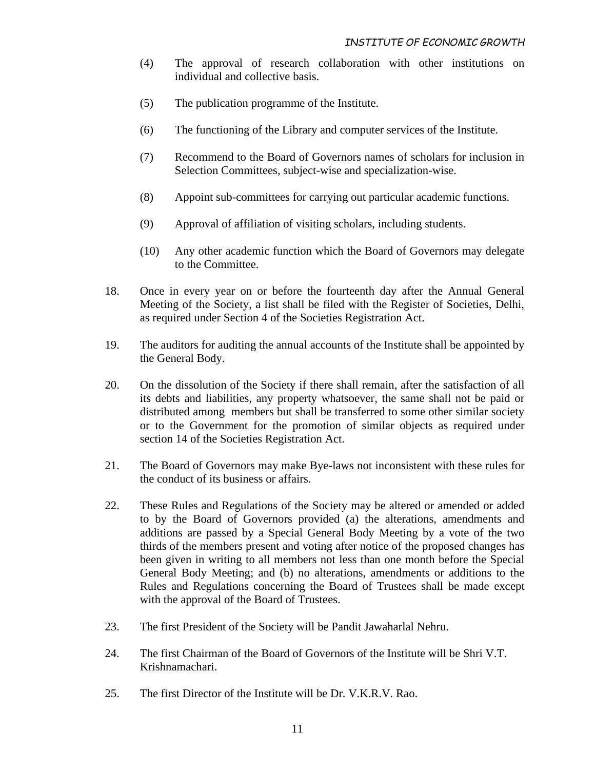(4) The approval of research collaboration with other institutions on individual and collective basis.

(5) The publication programme of the Institute.

(6) The functioning of the Library and computer services of the Institute.

(7) Recommend to the Board of Governors names of scholars for inclusion in Selection Committees, subject-wise and specialization-wise.

(8) Appoint sub-committees for carrying out particular academic functions.

(9) Approval of affiliation of visiting scholars, including students.

(10) Any other academic function which the Board of Governors may delegate to the Committee.

18. Once in every year on or before the fourteenth day after the Annual General Meeting of the Society, a list shall be filed with the Register of Societies, Delhi, as required under Section 4 of the Societies Registration Act.

19. The auditors for auditing the annual accounts of the Institute shall be appointed by the General Body.

20. On the dissolution of the Society if there shall remain, after the satisfaction of all its debts and liabilities, any property whatsoever, the same shall not be paid or distributed among members but shall be transferred to some other similar society or to the Government for the promotion of similar objects as required under section 14 of the Societies Registration Act.

21. The Board of Governors may make Bye-laws not inconsistent with these rules for the conduct of its business or affairs.

22. These Rules and Regulations of the Society may be altered or amended or added to by the Board of Governors provided (a) the alterations, amendments and additions are passed by a Special General Body Meeting by a vote of the two thirds of the members present and voting after notice of the proposed changes has been given in writing to all members not less than one month before the Special General Body Meeting; and (b) no alterations, amendments or additions to the Rules and Regulations concerning the Board of Trustees shall be made except with the approval of the Board of Trustees.

23. The first President of the Society will be Pandit Jawaharlal Nehru.

24. The first Chairman of the Board of Governors of the Institute will be Shri V.T. Krishnamachari.

25. The first Director of the Institute will be Dr. V.K.R.V. Rao.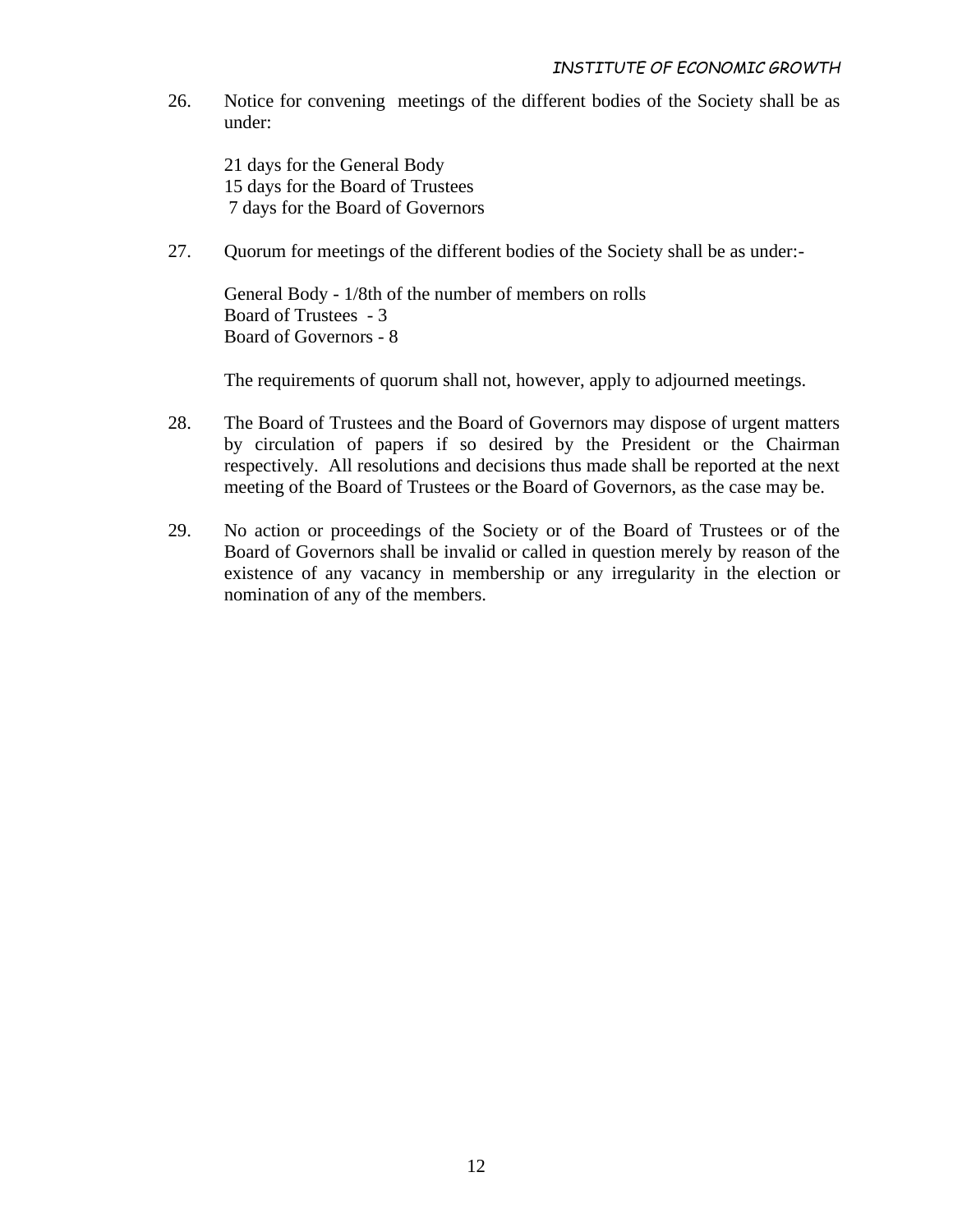26. Notice for convening meetings of the different bodies of the Society shall be as under:

    21 days for the General Body
    15 days for the Board of Trustees
    7 days for the Board of Governors

27. Quorum for meetings of the different bodies of the Society shall be as under:-

    General Body - 1/8th of the number of members on rolls
    Board of Trustees - 3
    Board of Governors - 8

    The requirements of quorum shall not, however, apply to adjourned meetings.

28. The Board of Trustees and the Board of Governors may dispose of urgent matters by circulation of papers if so desired by the President or the Chairman respectively. All resolutions and decisions thus made shall be reported at the next meeting of the Board of Trustees or the Board of Governors, as the case may be.

29. No action or proceedings of the Society or of the Board of Trustees or of the Board of Governors shall be invalid or called in question merely by reason of the existence of any vacancy in membership or any irregularity in the election or nomination of any of the members.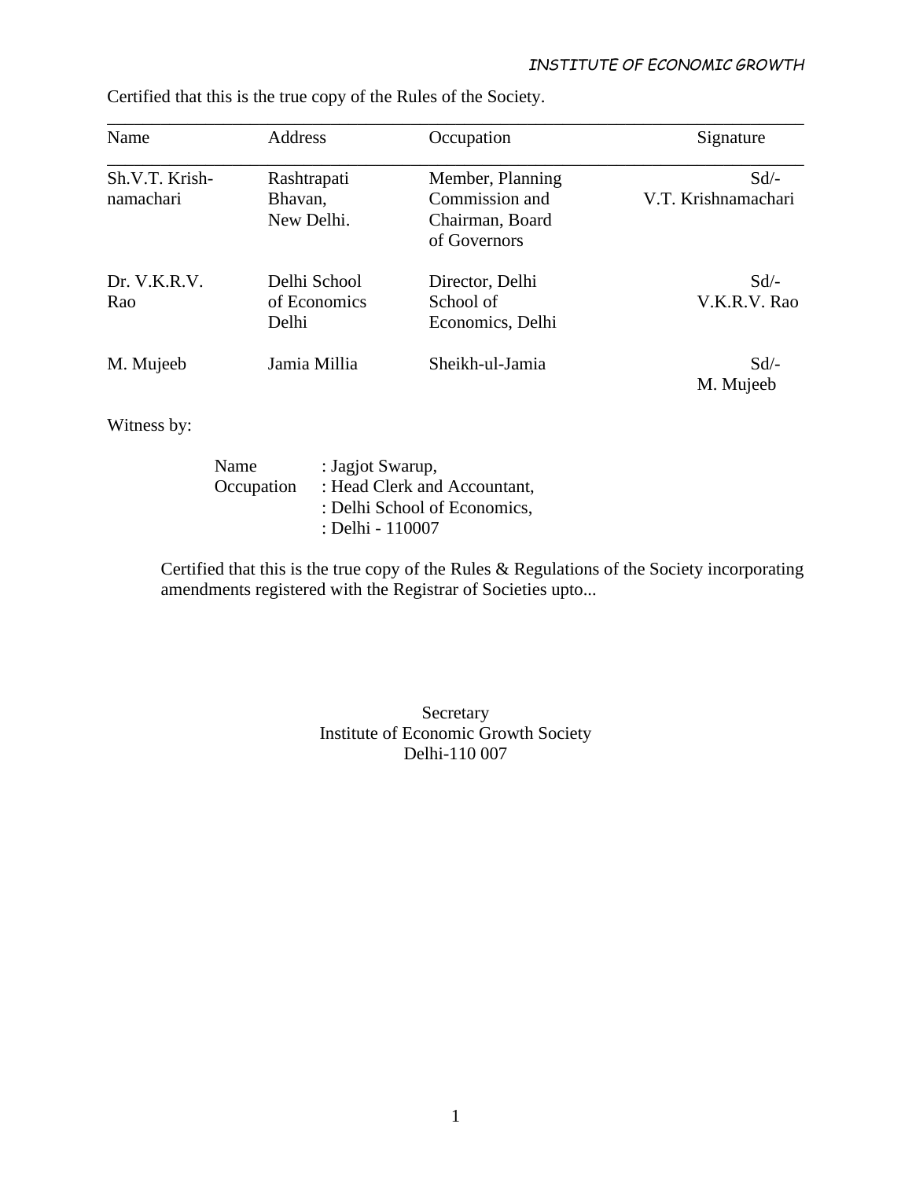Certified that this is the true copy of the Rules of the Society.

| Name | Address | Occupation | Signature |
|---|---|---|---|
| Sh.V.T. Krish-namachari | Rashtrapati Bhavan, New Delhi. | Member, Planning Commission and Chairman, Board of Governors | Sd/- V.T. Krishnamachari |
| Dr. V.K.R.V. Rao | Delhi School of Economics Delhi | Director, Delhi School of Economics, Delhi | Sd/- V.K.R.V. Rao |
| M. Mujeeb | Jamia Millia | Sheikh-ul-Jamia | Sd/- M. Mujeeb |

Witness by:

Name : Jagjot Swarup,
Occupation : Head Clerk and Accountant,
: Delhi School of Economics,
: Delhi - 110007

Certified that this is the true copy of the Rules & Regulations of the Society incorporating amendments registered with the Registrar of Societies upto...

Secretary
Institute of Economic Growth Society
Delhi-110 007